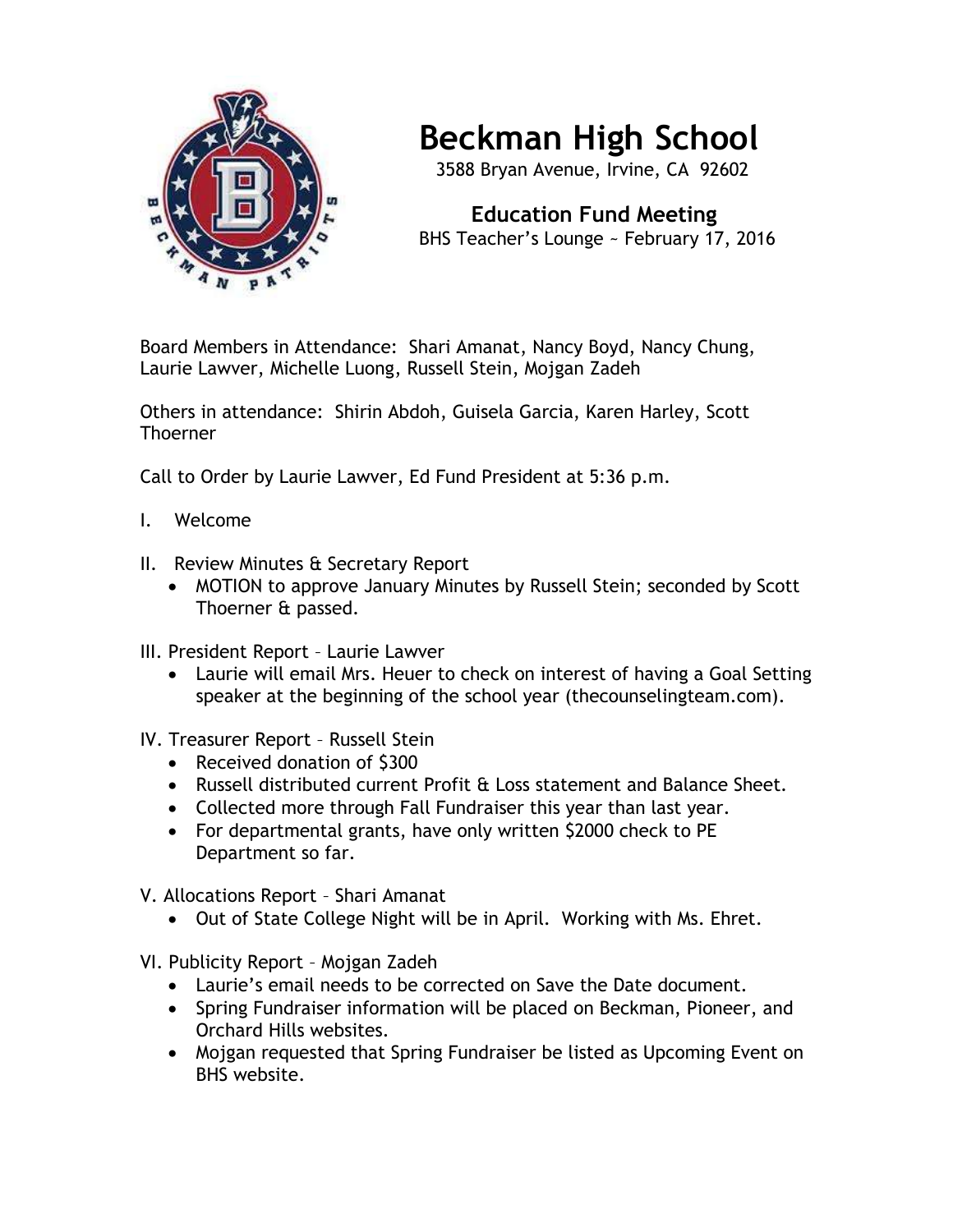# Beckman High School

3588 Bryan Avenue, Irvine, CA 92602

## Education Fund Meeting

BHS Teacher's Lounge ~ February 17, 2016

Board Members in Attendance: Shari Amanat, Nancy Boyd, Nancy Chung, Laurie Lawver, Michelle Luong, Russell Stein, Mojgan Zadeh

Others in attendance: Shirin Abdoh, Guisela Garcia, Karen Harley, Scott Thoerner

Call to Order by Laurie Lawver, Ed Fund President at 5:36 p.m.

I. Welcome

II. Review Minutes & Secretary Report
- MOTION to approve January Minutes by Russell Stein; seconded by Scott Thoerner & passed.

III. President Report – Laurie Lawver
- Laurie will email Mrs. Heuer to check on interest of having a Goal Setting speaker at the beginning of the school year (thecounselingteam.com).

IV. Treasurer Report – Russell Stein
- Received donation of $300
- Russell distributed current Profit & Loss statement and Balance Sheet.
- Collected more through Fall Fundraiser this year than last year.
- For departmental grants, have only written $2000 check to PE Department so far.

V. Allocations Report – Shari Amanat
- Out of State College Night will be in April. Working with Ms. Ehret.

VI. Publicity Report – Mojgan Zadeh
- Laurie's email needs to be corrected on Save the Date document.
- Spring Fundraiser information will be placed on Beckman, Pioneer, and Orchard Hills websites.
- Mojgan requested that Spring Fundraiser be listed as Upcoming Event on BHS website.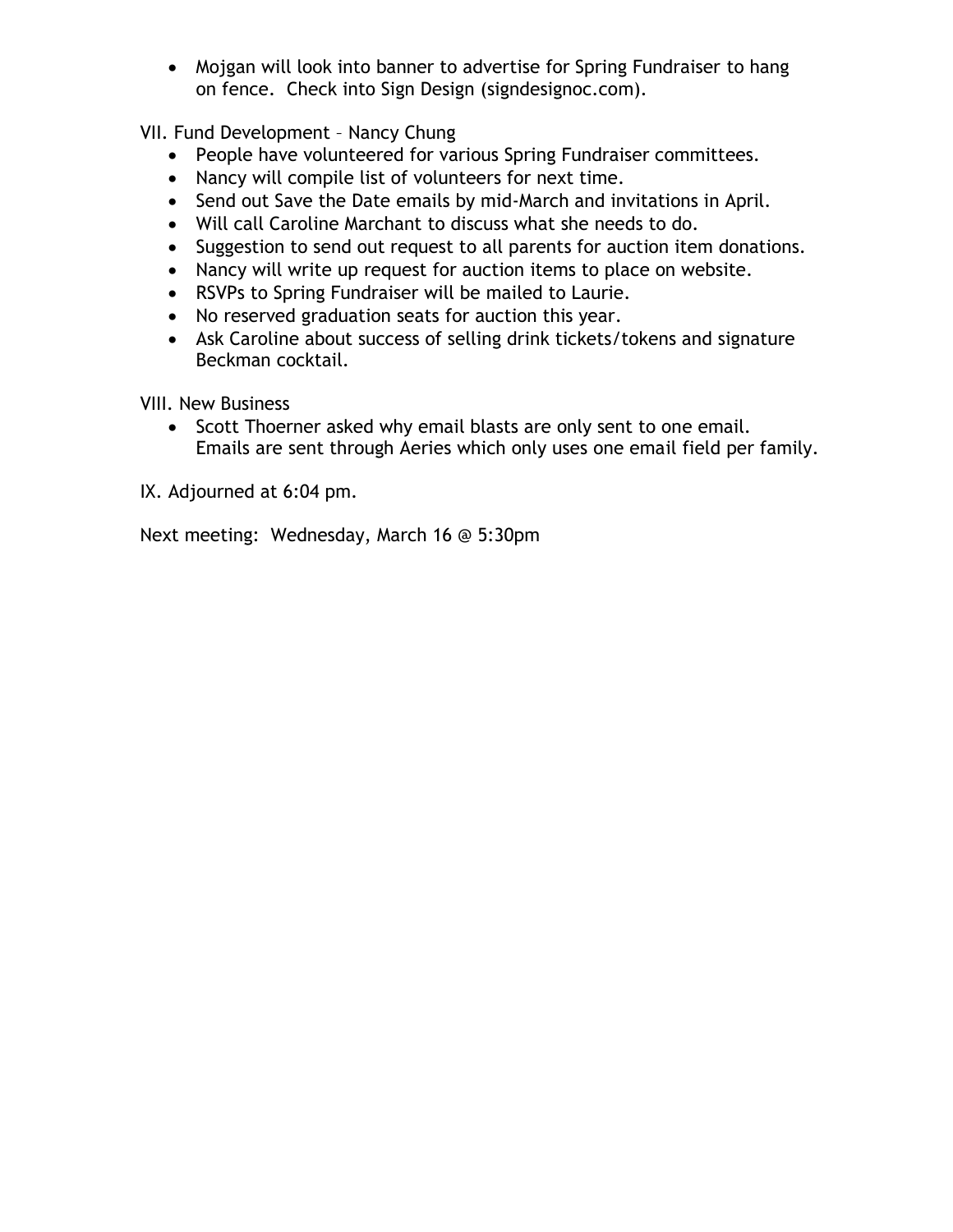- Mojgan will look into banner to advertise for Spring Fundraiser to hang on fence. Check into Sign Design (signdesignoc.com).

VII. Fund Development – Nancy Chung

- People have volunteered for various Spring Fundraiser committees.
- Nancy will compile list of volunteers for next time.
- Send out Save the Date emails by mid-March and invitations in April.
- Will call Caroline Marchant to discuss what she needs to do.
- Suggestion to send out request to all parents for auction item donations.
- Nancy will write up request for auction items to place on website.
- RSVPs to Spring Fundraiser will be mailed to Laurie.
- No reserved graduation seats for auction this year.
- Ask Caroline about success of selling drink tickets/tokens and signature Beckman cocktail.

VIII. New Business

- Scott Thoerner asked why email blasts are only sent to one email. Emails are sent through Aeries which only uses one email field per family.

IX. Adjourned at 6:04 pm.

Next meeting: Wednesday, March 16 @ 5:30pm